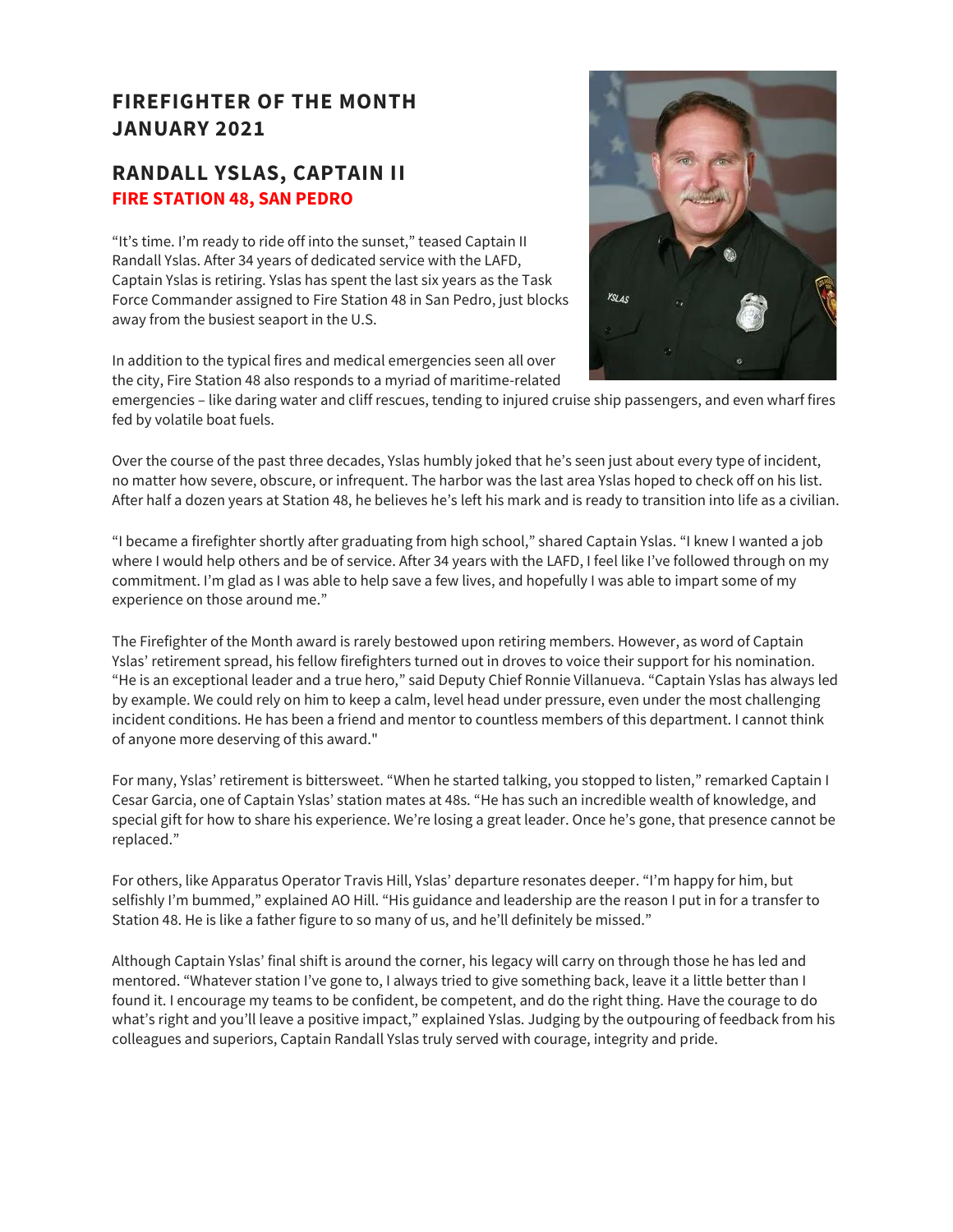# FIREFIGHTER OF THE MONTH
# JANUARY 2021

## RANDALL YSLAS, CAPTAIN II

**FIRE STATION 48, SAN PEDRO**

"It's time. I'm ready to ride off into the sunset," teased Captain II Randall Yslas. After 34 years of dedicated service with the LAFD, Captain Yslas is retiring. Yslas has spent the last six years as the Task Force Commander assigned to Fire Station 48 in San Pedro, just blocks away from the busiest seaport in the U.S.

In addition to the typical fires and medical emergencies seen all over the city, Fire Station 48 also responds to a myriad of maritime-related emergencies – like daring water and cliff rescues, tending to injured cruise ship passengers, and even wharf fires fed by volatile boat fuels.

Over the course of the past three decades, Yslas humbly joked that he's seen just about every type of incident, no matter how severe, obscure, or infrequent. The harbor was the last area Yslas hoped to check off on his list. After half a dozen years at Station 48, he believes he's left his mark and is ready to transition into life as a civilian.

"I became a firefighter shortly after graduating from high school," shared Captain Yslas. "I knew I wanted a job where I would help others and be of service. After 34 years with the LAFD, I feel like I've followed through on my commitment. I'm glad as I was able to help save a few lives, and hopefully I was able to impart some of my experience on those around me."

The Firefighter of the Month award is rarely bestowed upon retiring members. However, as word of Captain Yslas' retirement spread, his fellow firefighters turned out in droves to voice their support for his nomination. "He is an exceptional leader and a true hero," said Deputy Chief Ronnie Villanueva. "Captain Yslas has always led by example. We could rely on him to keep a calm, level head under pressure, even under the most challenging incident conditions. He has been a friend and mentor to countless members of this department. I cannot think of anyone more deserving of this award."

For many, Yslas' retirement is bittersweet. "When he started talking, you stopped to listen," remarked Captain I Cesar Garcia, one of Captain Yslas' station mates at 48s. "He has such an incredible wealth of knowledge, and special gift for how to share his experience. We're losing a great leader. Once he's gone, that presence cannot be replaced."

For others, like Apparatus Operator Travis Hill, Yslas' departure resonates deeper. "I'm happy for him, but selfishly I'm bummed," explained AO Hill. "His guidance and leadership are the reason I put in for a transfer to Station 48. He is like a father figure to so many of us, and he'll definitely be missed."

Although Captain Yslas' final shift is around the corner, his legacy will carry on through those he has led and mentored. "Whatever station I've gone to, I always tried to give something back, leave it a little better than I found it. I encourage my teams to be confident, be competent, and do the right thing. Have the courage to do what's right and you'll leave a positive impact," explained Yslas. Judging by the outpouring of feedback from his colleagues and superiors, Captain Randall Yslas truly served with courage, integrity and pride.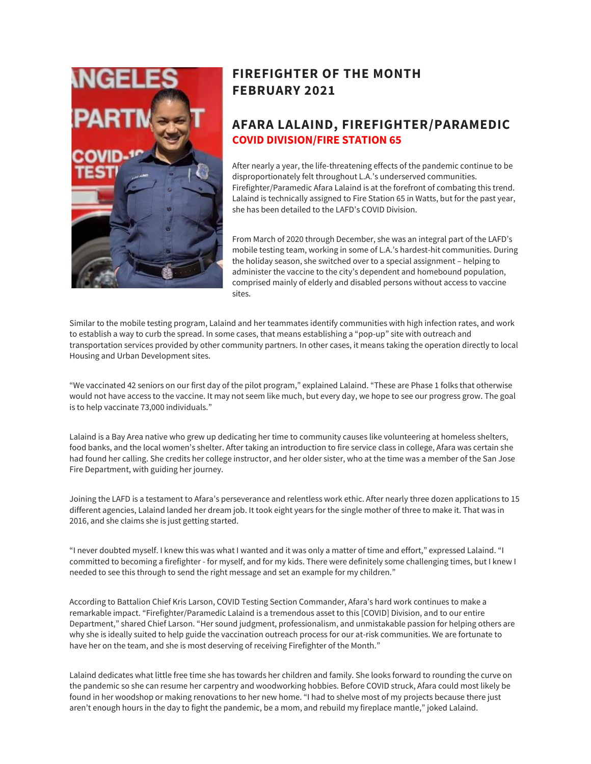# FIREFIGHTER OF THE MONTH
# FEBRUARY 2021

## AFARA LALAIND, FIREFIGHTER/PARAMEDIC
**COVID DIVISION/FIRE STATION 65**

After nearly a year, the life-threatening effects of the pandemic continue to be disproportionately felt throughout L.A.'s underserved communities. Firefighter/Paramedic Afara Lalaind is at the forefront of combating this trend. Lalaind is technically assigned to Fire Station 65 in Watts, but for the past year, she has been detailed to the LAFD's COVID Division.

From March of 2020 through December, she was an integral part of the LAFD's mobile testing team, working in some of L.A.'s hardest-hit communities. During the holiday season, she switched over to a special assignment – helping to administer the vaccine to the city's dependent and homebound population, comprised mainly of elderly and disabled persons without access to vaccine sites.

Similar to the mobile testing program, Lalaind and her teammates identify communities with high infection rates, and work to establish a way to curb the spread. In some cases, that means establishing a "pop-up" site with outreach and transportation services provided by other community partners. In other cases, it means taking the operation directly to local Housing and Urban Development sites.

"We vaccinated 42 seniors on our first day of the pilot program," explained Lalaind. "These are Phase 1 folks that otherwise would not have access to the vaccine. It may not seem like much, but every day, we hope to see our progress grow. The goal is to help vaccinate 73,000 individuals."

Lalaind is a Bay Area native who grew up dedicating her time to community causes like volunteering at homeless shelters, food banks, and the local women's shelter. After taking an introduction to fire service class in college, Afara was certain she had found her calling. She credits her college instructor, and her older sister, who at the time was a member of the San Jose Fire Department, with guiding her journey.

Joining the LAFD is a testament to Afara's perseverance and relentless work ethic. After nearly three dozen applications to 15 different agencies, Lalaind landed her dream job. It took eight years for the single mother of three to make it. That was in 2016, and she claims she is just getting started.

"I never doubted myself. I knew this was what I wanted and it was only a matter of time and effort," expressed Lalaind. "I committed to becoming a firefighter - for myself, and for my kids. There were definitely some challenging times, but I knew I needed to see this through to send the right message and set an example for my children."

According to Battalion Chief Kris Larson, COVID Testing Section Commander, Afara's hard work continues to make a remarkable impact. "Firefighter/Paramedic Lalaind is a tremendous asset to this [COVID] Division, and to our entire Department," shared Chief Larson. "Her sound judgment, professionalism, and unmistakable passion for helping others are why she is ideally suited to help guide the vaccination outreach process for our at-risk communities. We are fortunate to have her on the team, and she is most deserving of receiving Firefighter of the Month."

Lalaind dedicates what little free time she has towards her children and family. She looks forward to rounding the curve on the pandemic so she can resume her carpentry and woodworking hobbies. Before COVID struck, Afara could most likely be found in her woodshop or making renovations to her new home. "I had to shelve most of my projects because there just aren't enough hours in the day to fight the pandemic, be a mom, and rebuild my fireplace mantle," joked Lalaind.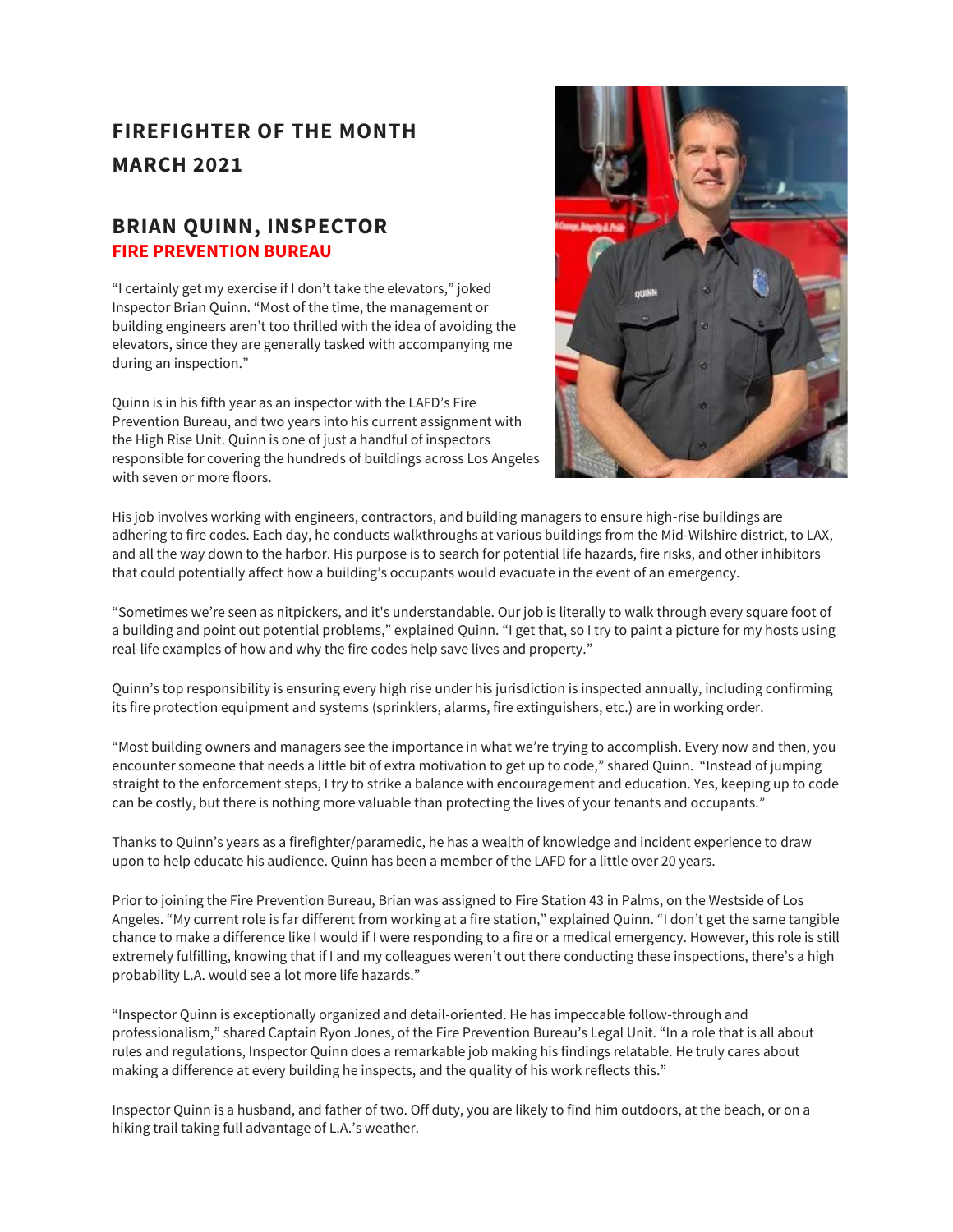# FIREFIGHTER OF THE MONTH
# MARCH 2021

## BRIAN QUINN, INSPECTOR
### FIRE PREVENTION BUREAU

"I certainly get my exercise if I don't take the elevators," joked Inspector Brian Quinn. "Most of the time, the management or building engineers aren't too thrilled with the idea of avoiding the elevators, since they are generally tasked with accompanying me during an inspection."

Quinn is in his fifth year as an inspector with the LAFD's Fire Prevention Bureau, and two years into his current assignment with the High Rise Unit. Quinn is one of just a handful of inspectors responsible for covering the hundreds of buildings across Los Angeles with seven or more floors.

His job involves working with engineers, contractors, and building managers to ensure high-rise buildings are adhering to fire codes. Each day, he conducts walkthroughs at various buildings from the Mid-Wilshire district, to LAX, and all the way down to the harbor. His purpose is to search for potential life hazards, fire risks, and other inhibitors that could potentially affect how a building's occupants would evacuate in the event of an emergency.

"Sometimes we're seen as nitpickers, and it's understandable. Our job is literally to walk through every square foot of a building and point out potential problems," explained Quinn. "I get that, so I try to paint a picture for my hosts using real-life examples of how and why the fire codes help save lives and property."

Quinn's top responsibility is ensuring every high rise under his jurisdiction is inspected annually, including confirming its fire protection equipment and systems (sprinklers, alarms, fire extinguishers, etc.) are in working order.

"Most building owners and managers see the importance in what we're trying to accomplish. Every now and then, you encounter someone that needs a little bit of extra motivation to get up to code," shared Quinn. "Instead of jumping straight to the enforcement steps, I try to strike a balance with encouragement and education. Yes, keeping up to code can be costly, but there is nothing more valuable than protecting the lives of your tenants and occupants."

Thanks to Quinn's years as a firefighter/paramedic, he has a wealth of knowledge and incident experience to draw upon to help educate his audience. Quinn has been a member of the LAFD for a little over 20 years.

Prior to joining the Fire Prevention Bureau, Brian was assigned to Fire Station 43 in Palms, on the Westside of Los Angeles. "My current role is far different from working at a fire station," explained Quinn. "I don't get the same tangible chance to make a difference like I would if I were responding to a fire or a medical emergency. However, this role is still extremely fulfilling, knowing that if I and my colleagues weren't out there conducting these inspections, there's a high probability L.A. would see a lot more life hazards."

"Inspector Quinn is exceptionally organized and detail-oriented. He has impeccable follow-through and professionalism," shared Captain Ryon Jones, of the Fire Prevention Bureau's Legal Unit. "In a role that is all about rules and regulations, Inspector Quinn does a remarkable job making his findings relatable. He truly cares about making a difference at every building he inspects, and the quality of his work reflects this."

Inspector Quinn is a husband, and father of two. Off duty, you are likely to find him outdoors, at the beach, or on a hiking trail taking full advantage of L.A.'s weather.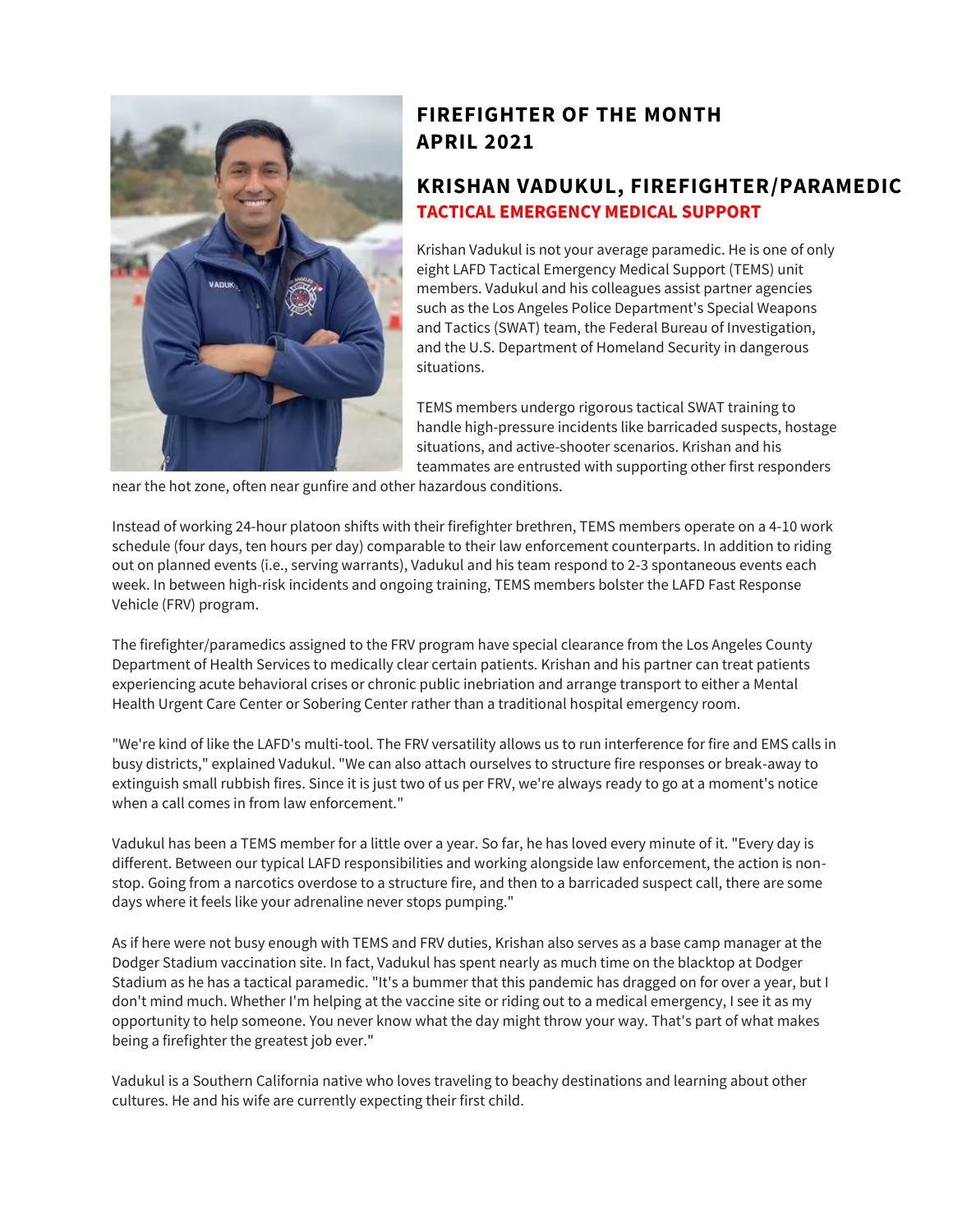# FIREFIGHTER OF THE MONTH APRIL 2021

## KRISHAN VADUKUL, FIREFIGHTER/PARAMEDIC

### TACTICAL EMERGENCY MEDICAL SUPPORT

Krishan Vadukul is not your average paramedic. He is one of only eight LAFD Tactical Emergency Medical Support (TEMS) unit members. Vadukul and his colleagues assist partner agencies such as the Los Angeles Police Department's Special Weapons and Tactics (SWAT) team, the Federal Bureau of Investigation, and the U.S. Department of Homeland Security in dangerous situations.

TEMS members undergo rigorous tactical SWAT training to handle high-pressure incidents like barricaded suspects, hostage situations, and active-shooter scenarios. Krishan and his teammates are entrusted with supporting other first responders near the hot zone, often near gunfire and other hazardous conditions.

Instead of working 24-hour platoon shifts with their firefighter brethren, TEMS members operate on a 4-10 work schedule (four days, ten hours per day) comparable to their law enforcement counterparts. In addition to riding out on planned events (i.e., serving warrants), Vadukul and his team respond to 2-3 spontaneous events each week. In between high-risk incidents and ongoing training, TEMS members bolster the LAFD Fast Response Vehicle (FRV) program.

The firefighter/paramedics assigned to the FRV program have special clearance from the Los Angeles County Department of Health Services to medically clear certain patients. Krishan and his partner can treat patients experiencing acute behavioral crises or chronic public inebriation and arrange transport to either a Mental Health Urgent Care Center or Sobering Center rather than a traditional hospital emergency room.

"We're kind of like the LAFD's multi-tool. The FRV versatility allows us to run interference for fire and EMS calls in busy districts," explained Vadukul. "We can also attach ourselves to structure fire responses or break-away to extinguish small rubbish fires. Since it is just two of us per FRV, we're always ready to go at a moment's notice when a call comes in from law enforcement."

Vadukul has been a TEMS member for a little over a year. So far, he has loved every minute of it. "Every day is different. Between our typical LAFD responsibilities and working alongside law enforcement, the action is non-stop. Going from a narcotics overdose to a structure fire, and then to a barricaded suspect call, there are some days where it feels like your adrenaline never stops pumping."

As if here were not busy enough with TEMS and FRV duties, Krishan also serves as a base camp manager at the Dodger Stadium vaccination site. In fact, Vadukul has spent nearly as much time on the blacktop at Dodger Stadium as he has a tactical paramedic. "It's a bummer that this pandemic has dragged on for over a year, but I don't mind much. Whether I'm helping at the vaccine site or riding out to a medical emergency, I see it as my opportunity to help someone. You never know what the day might throw your way. That's part of what makes being a firefighter the greatest job ever."

Vadukul is a Southern California native who loves traveling to beachy destinations and learning about other cultures. He and his wife are currently expecting their first child.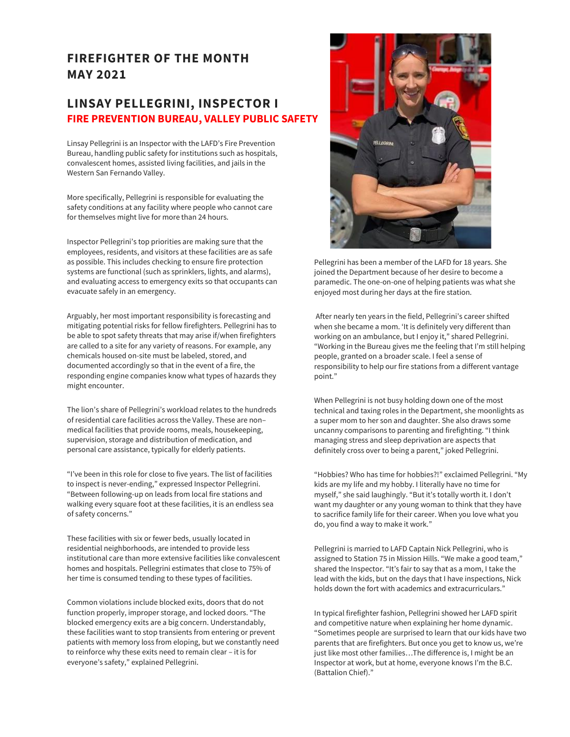# FIREFIGHTER OF THE MONTH MAY 2021

## LINSAY PELLEGRINI, INSPECTOR I

### FIRE PREVENTION BUREAU, VALLEY PUBLIC SAFETY

Linsay Pellegrini is an Inspector with the LAFD's Fire Prevention Bureau, handling public safety for institutions such as hospitals, convalescent homes, assisted living facilities, and jails in the Western San Fernando Valley.

More specifically, Pellegrini is responsible for evaluating the safety conditions at any facility where people who cannot care for themselves might live for more than 24 hours.

Inspector Pellegrini's top priorities are making sure that the employees, residents, and visitors at these facilities are as safe as possible. This includes checking to ensure fire protection systems are functional (such as sprinklers, lights, and alarms), and evaluating access to emergency exits so that occupants can evacuate safely in an emergency.

Arguably, her most important responsibility is forecasting and mitigating potential risks for fellow firefighters. Pellegrini has to be able to spot safety threats that may arise if/when firefighters are called to a site for any variety of reasons. For example, any chemicals housed on-site must be labeled, stored, and documented accordingly so that in the event of a fire, the responding engine companies know what types of hazards they might encounter.

The lion's share of Pellegrini's workload relates to the hundreds of residential care facilities across the Valley. These are non–medical facilities that provide rooms, meals, housekeeping, supervision, storage and distribution of medication, and personal care assistance, typically for elderly patients.

"I've been in this role for close to five years. The list of facilities to inspect is never-ending," expressed Inspector Pellegrini. "Between following-up on leads from local fire stations and walking every square foot at these facilities, it is an endless sea of safety concerns."

These facilities with six or fewer beds, usually located in residential neighborhoods, are intended to provide less institutional care than more extensive facilities like convalescent homes and hospitals. Pellegrini estimates that close to 75% of her time is consumed tending to these types of facilities.

Common violations include blocked exits, doors that do not function properly, improper storage, and locked doors. "The blocked emergency exits are a big concern. Understandably, these facilities want to stop transients from entering or prevent patients with memory loss from eloping, but we constantly need to reinforce why these exits need to remain clear – it is for everyone's safety," explained Pellegrini.

Pellegrini has been a member of the LAFD for 18 years. She joined the Department because of her desire to become a paramedic. The one-on-one of helping patients was what she enjoyed most during her days at the fire station.

After nearly ten years in the field, Pellegrini's career shifted when she became a mom. 'It is definitely very different than working on an ambulance, but I enjoy it," shared Pellegrini. "Working in the Bureau gives me the feeling that I'm still helping people, granted on a broader scale. I feel a sense of responsibility to help our fire stations from a different vantage point."

When Pellegrini is not busy holding down one of the most technical and taxing roles in the Department, she moonlights as a super mom to her son and daughter. She also draws some uncanny comparisons to parenting and firefighting. "I think managing stress and sleep deprivation are aspects that definitely cross over to being a parent," joked Pellegrini.

"Hobbies? Who has time for hobbies?!" exclaimed Pellegrini. "My kids are my life and my hobby. I literally have no time for myself," she said laughingly. "But it's totally worth it. I don't want my daughter or any young woman to think that they have to sacrifice family life for their career. When you love what you do, you find a way to make it work."

Pellegrini is married to LAFD Captain Nick Pellegrini, who is assigned to Station 75 in Mission Hills. "We make a good team," shared the Inspector. "It's fair to say that as a mom, I take the lead with the kids, but on the days that I have inspections, Nick holds down the fort with academics and extracurriculars."

In typical firefighter fashion, Pellegrini showed her LAFD spirit and competitive nature when explaining her home dynamic. "Sometimes people are surprised to learn that our kids have two parents that are firefighters. But once you get to know us, we're just like most other families…The difference is, I might be an Inspector at work, but at home, everyone knows I'm the B.C. (Battalion Chief)."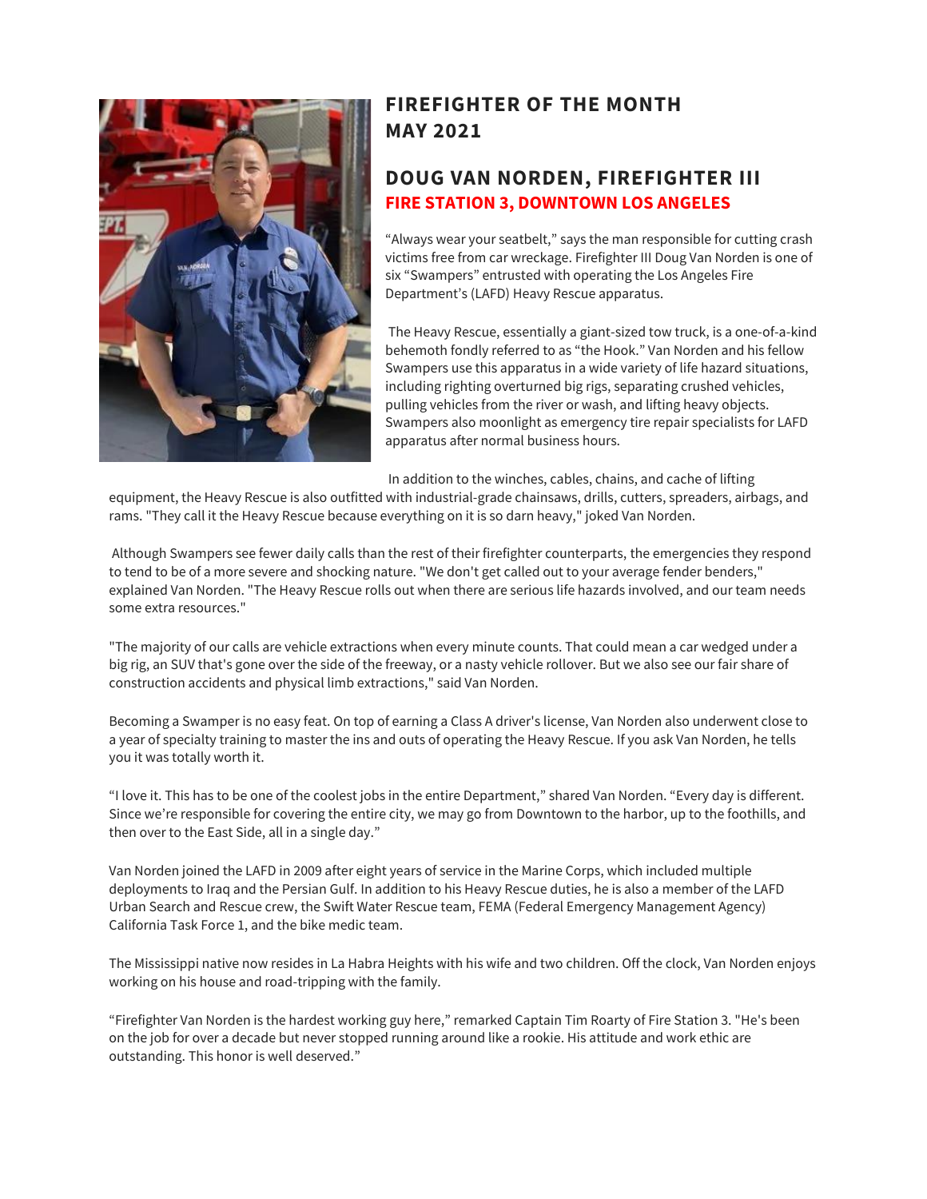# FIREFIGHTER OF THE MONTH
# MAY 2021

## DOUG VAN NORDEN, FIREFIGHTER III
### FIRE STATION 3, DOWNTOWN LOS ANGELES

“Always wear your seatbelt,” says the man responsible for cutting crash victims free from car wreckage. Firefighter III Doug Van Norden is one of six “Swampers” entrusted with operating the Los Angeles Fire Department’s (LAFD) Heavy Rescue apparatus.

The Heavy Rescue, essentially a giant-sized tow truck, is a one-of-a-kind behemoth fondly referred to as “the Hook.” Van Norden and his fellow Swampers use this apparatus in a wide variety of life hazard situations, including righting overturned big rigs, separating crushed vehicles, pulling vehicles from the river or wash, and lifting heavy objects. Swampers also moonlight as emergency tire repair specialists for LAFD apparatus after normal business hours.

In addition to the winches, cables, chains, and cache of lifting equipment, the Heavy Rescue is also outfitted with industrial-grade chainsaws, drills, cutters, spreaders, airbags, and rams. "They call it the Heavy Rescue because everything on it is so darn heavy," joked Van Norden.

Although Swampers see fewer daily calls than the rest of their firefighter counterparts, the emergencies they respond to tend to be of a more severe and shocking nature. "We don't get called out to your average fender benders," explained Van Norden. "The Heavy Rescue rolls out when there are serious life hazards involved, and our team needs some extra resources."

"The majority of our calls are vehicle extractions when every minute counts. That could mean a car wedged under a big rig, an SUV that's gone over the side of the freeway, or a nasty vehicle rollover. But we also see our fair share of construction accidents and physical limb extractions," said Van Norden.

Becoming a Swamper is no easy feat. On top of earning a Class A driver's license, Van Norden also underwent close to a year of specialty training to master the ins and outs of operating the Heavy Rescue. If you ask Van Norden, he tells you it was totally worth it.

“I love it. This has to be one of the coolest jobs in the entire Department,” shared Van Norden. “Every day is different. Since we’re responsible for covering the entire city, we may go from Downtown to the harbor, up to the foothills, and then over to the East Side, all in a single day.”

Van Norden joined the LAFD in 2009 after eight years of service in the Marine Corps, which included multiple deployments to Iraq and the Persian Gulf. In addition to his Heavy Rescue duties, he is also a member of the LAFD Urban Search and Rescue crew, the Swift Water Rescue team, FEMA (Federal Emergency Management Agency) California Task Force 1, and the bike medic team.

The Mississippi native now resides in La Habra Heights with his wife and two children. Off the clock, Van Norden enjoys working on his house and road-tripping with the family.

“Firefighter Van Norden is the hardest working guy here,” remarked Captain Tim Roarty of Fire Station 3. "He's been on the job for over a decade but never stopped running around like a rookie. His attitude and work ethic are outstanding. This honor is well deserved.”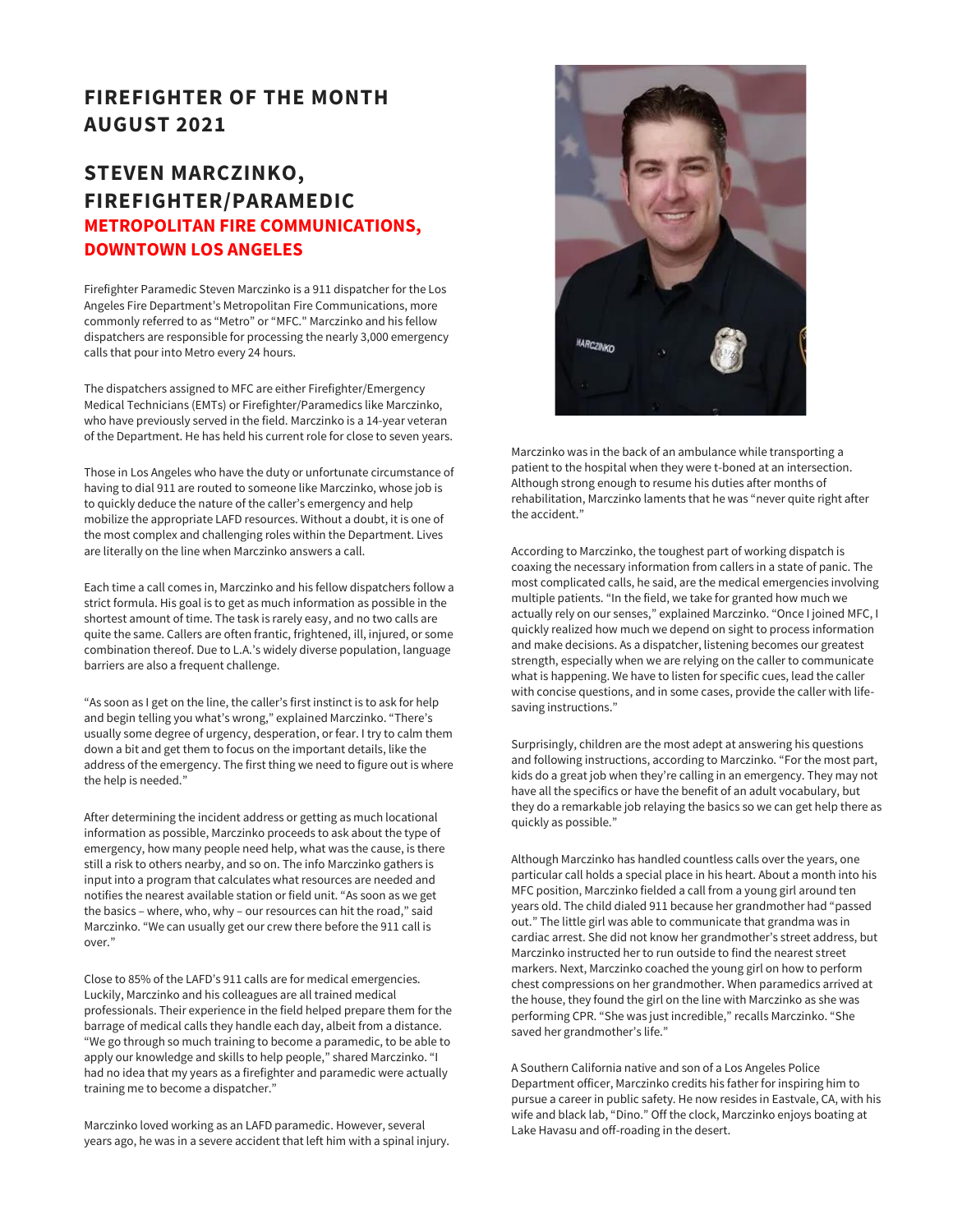# FIREFIGHTER OF THE MONTH AUGUST 2021

## STEVEN MARCZINKO, FIREFIGHTER/PARAMEDIC

### METROPOLITAN FIRE COMMUNICATIONS, DOWNTOWN LOS ANGELES

Firefighter Paramedic Steven Marczinko is a 911 dispatcher for the Los Angeles Fire Department's Metropolitan Fire Communications, more commonly referred to as "Metro" or "MFC." Marczinko and his fellow dispatchers are responsible for processing the nearly 3,000 emergency calls that pour into Metro every 24 hours.

The dispatchers assigned to MFC are either Firefighter/Emergency Medical Technicians (EMTs) or Firefighter/Paramedics like Marczinko, who have previously served in the field. Marczinko is a 14-year veteran of the Department. He has held his current role for close to seven years.

Those in Los Angeles who have the duty or unfortunate circumstance of having to dial 911 are routed to someone like Marczinko, whose job is to quickly deduce the nature of the caller's emergency and help mobilize the appropriate LAFD resources. Without a doubt, it is one of the most complex and challenging roles within the Department. Lives are literally on the line when Marczinko answers a call.

Each time a call comes in, Marczinko and his fellow dispatchers follow a strict formula. His goal is to get as much information as possible in the shortest amount of time. The task is rarely easy, and no two calls are quite the same. Callers are often frantic, frightened, ill, injured, or some combination thereof. Due to L.A.'s widely diverse population, language barriers are also a frequent challenge.

"As soon as I get on the line, the caller's first instinct is to ask for help and begin telling you what's wrong," explained Marczinko. "There's usually some degree of urgency, desperation, or fear. I try to calm them down a bit and get them to focus on the important details, like the address of the emergency. The first thing we need to figure out is where the help is needed."

After determining the incident address or getting as much locational information as possible, Marczinko proceeds to ask about the type of emergency, how many people need help, what was the cause, is there still a risk to others nearby, and so on. The info Marczinko gathers is input into a program that calculates what resources are needed and notifies the nearest available station or field unit. "As soon as we get the basics – where, who, why – our resources can hit the road," said Marczinko. "We can usually get our crew there before the 911 call is over."

Close to 85% of the LAFD's 911 calls are for medical emergencies. Luckily, Marczinko and his colleagues are all trained medical professionals. Their experience in the field helped prepare them for the barrage of medical calls they handle each day, albeit from a distance. "We go through so much training to become a paramedic, to be able to apply our knowledge and skills to help people," shared Marczinko. "I had no idea that my years as a firefighter and paramedic were actually training me to become a dispatcher."

Marczinko loved working as an LAFD paramedic. However, several years ago, he was in a severe accident that left him with a spinal injury. Marczinko was in the back of an ambulance while transporting a patient to the hospital when they were t-boned at an intersection. Although strong enough to resume his duties after months of rehabilitation, Marczinko laments that he was "never quite right after the accident."

According to Marczinko, the toughest part of working dispatch is coaxing the necessary information from callers in a state of panic. The most complicated calls, he said, are the medical emergencies involving multiple patients. "In the field, we take for granted how much we actually rely on our senses," explained Marczinko. "Once I joined MFC, I quickly realized how much we depend on sight to process information and make decisions. As a dispatcher, listening becomes our greatest strength, especially when we are relying on the caller to communicate what is happening. We have to listen for specific cues, lead the caller with concise questions, and in some cases, provide the caller with life-saving instructions."

Surprisingly, children are the most adept at answering his questions and following instructions, according to Marczinko. "For the most part, kids do a great job when they're calling in an emergency. They may not have all the specifics or have the benefit of an adult vocabulary, but they do a remarkable job relaying the basics so we can get help there as quickly as possible."

Although Marczinko has handled countless calls over the years, one particular call holds a special place in his heart. About a month into his MFC position, Marczinko fielded a call from a young girl around ten years old. The child dialed 911 because her grandmother had "passed out." The little girl was able to communicate that grandma was in cardiac arrest. She did not know her grandmother's street address, but Marczinko instructed her to run outside to find the nearest street markers. Next, Marczinko coached the young girl on how to perform chest compressions on her grandmother. When paramedics arrived at the house, they found the girl on the line with Marczinko as she was performing CPR. "She was just incredible," recalls Marczinko. "She saved her grandmother's life."

A Southern California native and son of a Los Angeles Police Department officer, Marczinko credits his father for inspiring him to pursue a career in public safety. He now resides in Eastvale, CA, with his wife and black lab, "Dino." Off the clock, Marczinko enjoys boating at Lake Havasu and off-roading in the desert.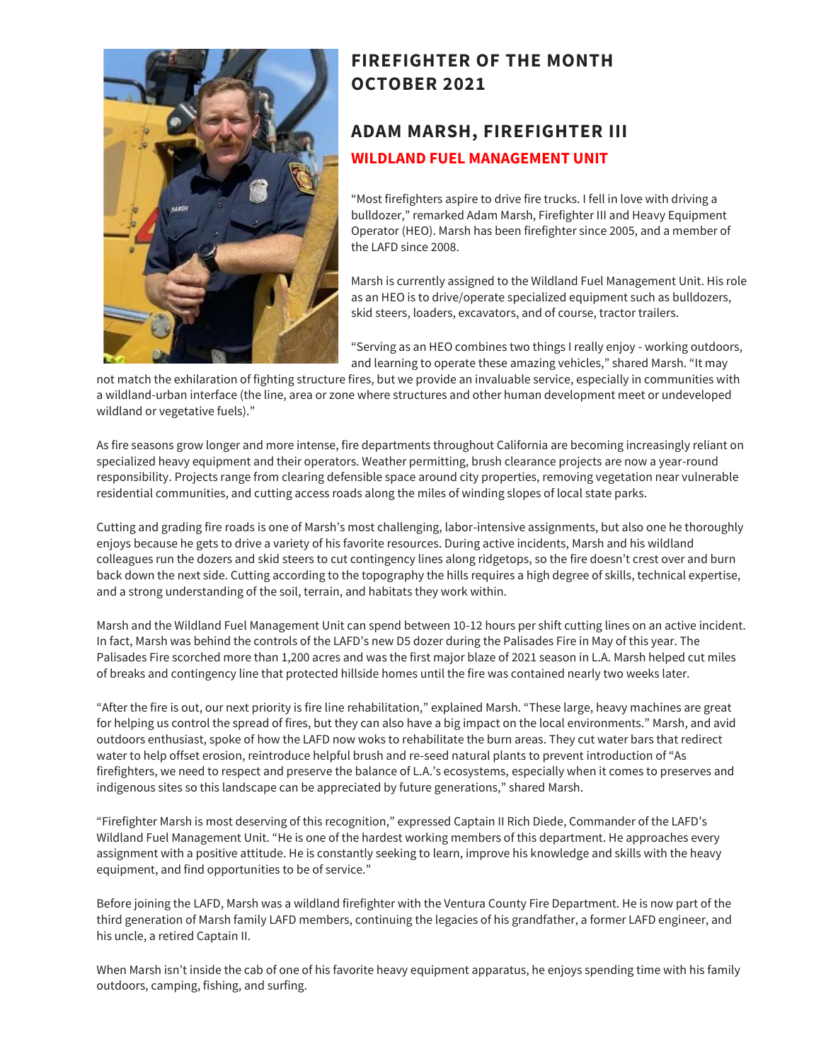# FIREFIGHTER OF THE MONTH OCTOBER 2021

## ADAM MARSH, FIREFIGHTER III

### WILDLAND FUEL MANAGEMENT UNIT

"Most firefighters aspire to drive fire trucks. I fell in love with driving a bulldozer," remarked Adam Marsh, Firefighter III and Heavy Equipment Operator (HEO). Marsh has been firefighter since 2005, and a member of the LAFD since 2008.

Marsh is currently assigned to the Wildland Fuel Management Unit. His role as an HEO is to drive/operate specialized equipment such as bulldozers, skid steers, loaders, excavators, and of course, tractor trailers.

"Serving as an HEO combines two things I really enjoy - working outdoors, and learning to operate these amazing vehicles," shared Marsh. "It may not match the exhilaration of fighting structure fires, but we provide an invaluable service, especially in communities with a wildland-urban interface (the line, area or zone where structures and other human development meet or undeveloped wildland or vegetative fuels)."

As fire seasons grow longer and more intense, fire departments throughout California are becoming increasingly reliant on specialized heavy equipment and their operators. Weather permitting, brush clearance projects are now a year-round responsibility. Projects range from clearing defensible space around city properties, removing vegetation near vulnerable residential communities, and cutting access roads along the miles of winding slopes of local state parks.

Cutting and grading fire roads is one of Marsh's most challenging, labor-intensive assignments, but also one he thoroughly enjoys because he gets to drive a variety of his favorite resources. During active incidents, Marsh and his wildland colleagues run the dozers and skid steers to cut contingency lines along ridgetops, so the fire doesn't crest over and burn back down the next side. Cutting according to the topography the hills requires a high degree of skills, technical expertise, and a strong understanding of the soil, terrain, and habitats they work within.

Marsh and the Wildland Fuel Management Unit can spend between 10-12 hours per shift cutting lines on an active incident. In fact, Marsh was behind the controls of the LAFD's new D5 dozer during the Palisades Fire in May of this year. The Palisades Fire scorched more than 1,200 acres and was the first major blaze of 2021 season in L.A. Marsh helped cut miles of breaks and contingency line that protected hillside homes until the fire was contained nearly two weeks later.

"After the fire is out, our next priority is fire line rehabilitation," explained Marsh. "These large, heavy machines are great for helping us control the spread of fires, but they can also have a big impact on the local environments." Marsh, and avid outdoors enthusiast, spoke of how the LAFD now woks to rehabilitate the burn areas. They cut water bars that redirect water to help offset erosion, reintroduce helpful brush and re-seed natural plants to prevent introduction of "As firefighters, we need to respect and preserve the balance of L.A.'s ecosystems, especially when it comes to preserves and indigenous sites so this landscape can be appreciated by future generations," shared Marsh.

"Firefighter Marsh is most deserving of this recognition," expressed Captain II Rich Diede, Commander of the LAFD's Wildland Fuel Management Unit. "He is one of the hardest working members of this department. He approaches every assignment with a positive attitude. He is constantly seeking to learn, improve his knowledge and skills with the heavy equipment, and find opportunities to be of service."

Before joining the LAFD, Marsh was a wildland firefighter with the Ventura County Fire Department. He is now part of the third generation of Marsh family LAFD members, continuing the legacies of his grandfather, a former LAFD engineer, and his uncle, a retired Captain II.

When Marsh isn't inside the cab of one of his favorite heavy equipment apparatus, he enjoys spending time with his family outdoors, camping, fishing, and surfing.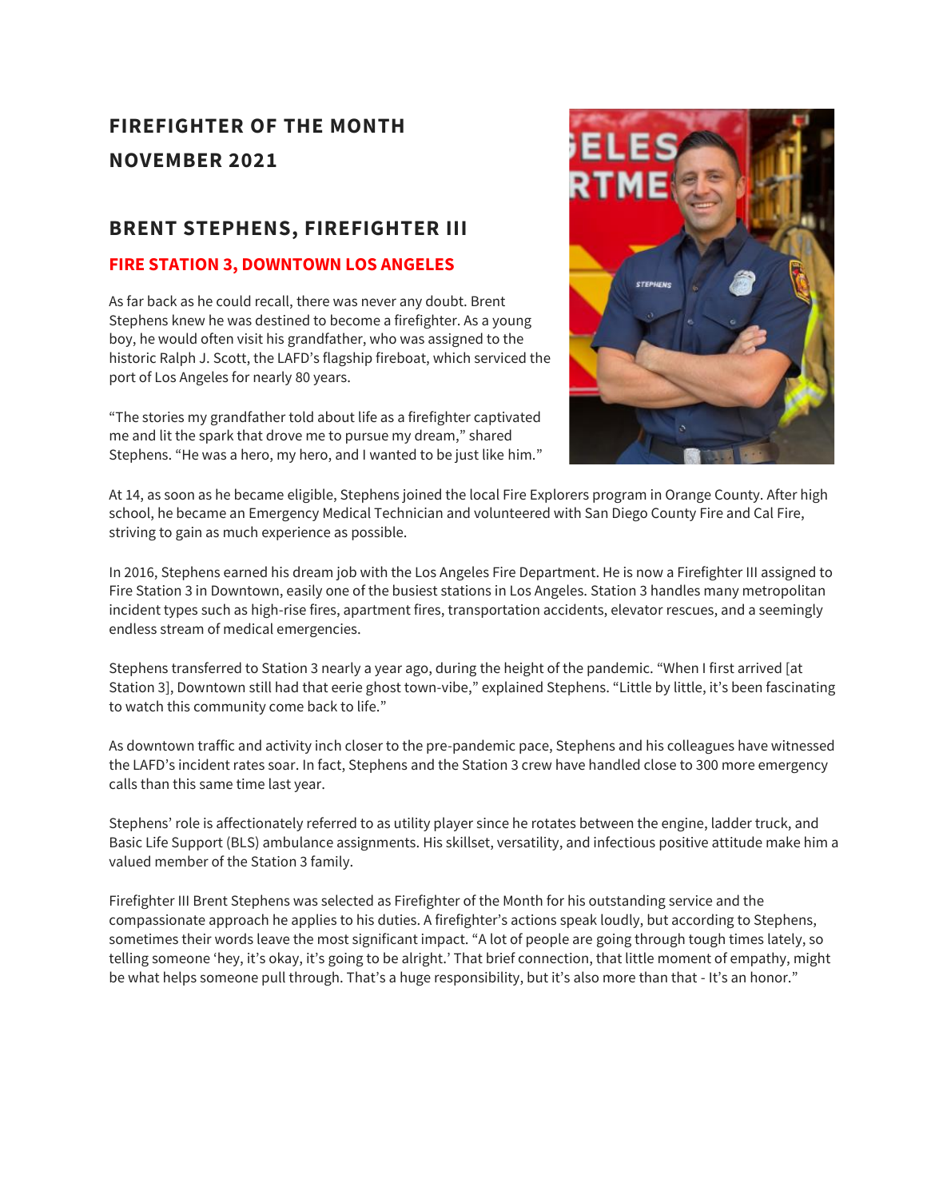# FIREFIGHTER OF THE MONTH

# NOVEMBER 2021

## BRENT STEPHENS, FIREFIGHTER III

### FIRE STATION 3, DOWNTOWN LOS ANGELES

As far back as he could recall, there was never any doubt. Brent Stephens knew he was destined to become a firefighter. As a young boy, he would often visit his grandfather, who was assigned to the historic Ralph J. Scott, the LAFD's flagship fireboat, which serviced the port of Los Angeles for nearly 80 years.

"The stories my grandfather told about life as a firefighter captivated me and lit the spark that drove me to pursue my dream," shared Stephens. "He was a hero, my hero, and I wanted to be just like him."

At 14, as soon as he became eligible, Stephens joined the local Fire Explorers program in Orange County. After high school, he became an Emergency Medical Technician and volunteered with San Diego County Fire and Cal Fire, striving to gain as much experience as possible.

In 2016, Stephens earned his dream job with the Los Angeles Fire Department. He is now a Firefighter III assigned to Fire Station 3 in Downtown, easily one of the busiest stations in Los Angeles. Station 3 handles many metropolitan incident types such as high-rise fires, apartment fires, transportation accidents, elevator rescues, and a seemingly endless stream of medical emergencies.

Stephens transferred to Station 3 nearly a year ago, during the height of the pandemic. "When I first arrived [at Station 3], Downtown still had that eerie ghost town-vibe," explained Stephens. "Little by little, it's been fascinating to watch this community come back to life."

As downtown traffic and activity inch closer to the pre-pandemic pace, Stephens and his colleagues have witnessed the LAFD's incident rates soar. In fact, Stephens and the Station 3 crew have handled close to 300 more emergency calls than this same time last year.

Stephens' role is affectionately referred to as utility player since he rotates between the engine, ladder truck, and Basic Life Support (BLS) ambulance assignments. His skillset, versatility, and infectious positive attitude make him a valued member of the Station 3 family.

Firefighter III Brent Stephens was selected as Firefighter of the Month for his outstanding service and the compassionate approach he applies to his duties. A firefighter's actions speak loudly, but according to Stephens, sometimes their words leave the most significant impact. "A lot of people are going through tough times lately, so telling someone 'hey, it's okay, it's going to be alright.' That brief connection, that little moment of empathy, might be what helps someone pull through. That's a huge responsibility, but it's also more than that - It's an honor."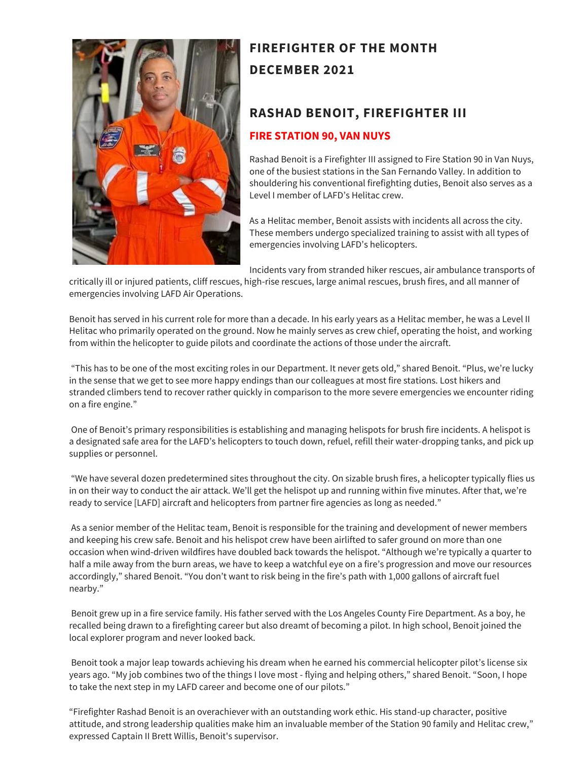# FIREFIGHTER OF THE MONTH DECEMBER 2021

## RASHAD BENOIT, FIREFIGHTER III

### FIRE STATION 90, VAN NUYS

Rashad Benoit is a Firefighter III assigned to Fire Station 90 in Van Nuys, one of the busiest stations in the San Fernando Valley. In addition to shouldering his conventional firefighting duties, Benoit also serves as a Level I member of LAFD's Helitac crew.

As a Helitac member, Benoit assists with incidents all across the city. These members undergo specialized training to assist with all types of emergencies involving LAFD's helicopters.

Incidents vary from stranded hiker rescues, air ambulance transports of critically ill or injured patients, cliff rescues, high-rise rescues, large animal rescues, brush fires, and all manner of emergencies involving LAFD Air Operations.

Benoit has served in his current role for more than a decade. In his early years as a Helitac member, he was a Level II Helitac who primarily operated on the ground. Now he mainly serves as crew chief, operating the hoist, and working from within the helicopter to guide pilots and coordinate the actions of those under the aircraft.

"This has to be one of the most exciting roles in our Department. It never gets old," shared Benoit. "Plus, we're lucky in the sense that we get to see more happy endings than our colleagues at most fire stations. Lost hikers and stranded climbers tend to recover rather quickly in comparison to the more severe emergencies we encounter riding on a fire engine."

One of Benoit's primary responsibilities is establishing and managing helispots for brush fire incidents. A helispot is a designated safe area for the LAFD's helicopters to touch down, refuel, refill their water-dropping tanks, and pick up supplies or personnel.

"We have several dozen predetermined sites throughout the city. On sizable brush fires, a helicopter typically flies us in on their way to conduct the air attack. We'll get the helispot up and running within five minutes. After that, we're ready to service [LAFD] aircraft and helicopters from partner fire agencies as long as needed."

As a senior member of the Helitac team, Benoit is responsible for the training and development of newer members and keeping his crew safe. Benoit and his helispot crew have been airlifted to safer ground on more than one occasion when wind-driven wildfires have doubled back towards the helispot. "Although we're typically a quarter to half a mile away from the burn areas, we have to keep a watchful eye on a fire's progression and move our resources accordingly," shared Benoit. "You don't want to risk being in the fire's path with 1,000 gallons of aircraft fuel nearby."

Benoit grew up in a fire service family. His father served with the Los Angeles County Fire Department. As a boy, he recalled being drawn to a firefighting career but also dreamt of becoming a pilot. In high school, Benoit joined the local explorer program and never looked back.

Benoit took a major leap towards achieving his dream when he earned his commercial helicopter pilot's license six years ago. "My job combines two of the things I love most - flying and helping others," shared Benoit. "Soon, I hope to take the next step in my LAFD career and become one of our pilots."

"Firefighter Rashad Benoit is an overachiever with an outstanding work ethic. His stand-up character, positive attitude, and strong leadership qualities make him an invaluable member of the Station 90 family and Helitac crew," expressed Captain II Brett Willis, Benoit's supervisor.